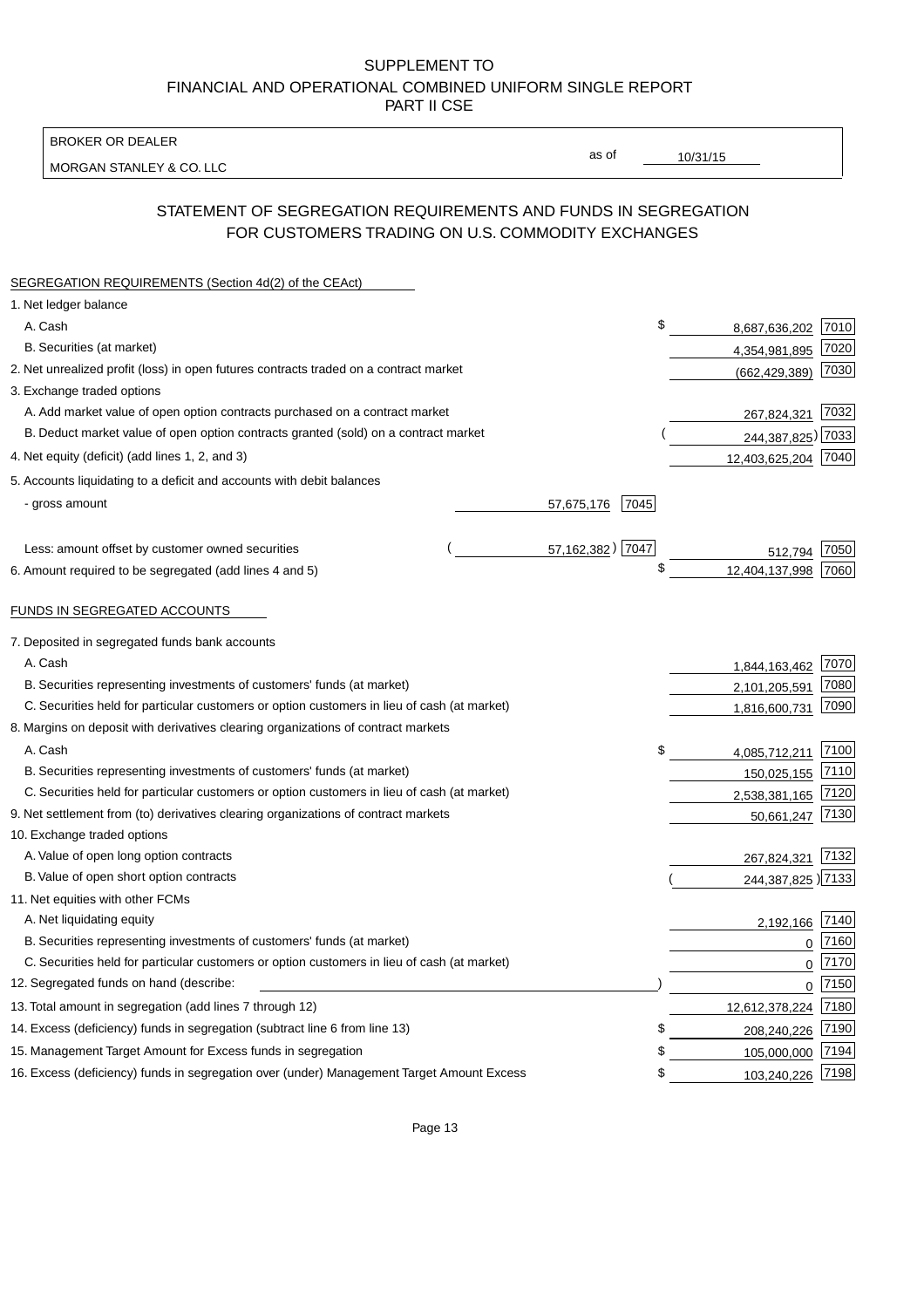SUPPLEMENT TO
FINANCIAL AND OPERATIONAL COMBINED UNIFORM SINGLE REPORT
PART II CSE

| BROKER OR DEALER | | |
|---|---|---|
| MORGAN STANLEY & CO. LLC | as of | 10/31/15 |

## STATEMENT OF SEGREGATION REQUIREMENTS AND FUNDS IN SEGREGATION FOR CUSTOMERS TRADING ON U.S. COMMODITY EXCHANGES

SEGREGATION REQUIREMENTS (Section 4d(2) of the CEAct)

| | | | | |
|---|---|---|---|---|
| 1. Net ledger balance | | | | |
| A. Cash | | | $ 8,687,636,202 | 7010 |
| B. Securities (at market) | | | 4,354,981,895 | 7020 |
| 2. Net unrealized profit (loss) in open futures contracts traded on a contract market | | | (662,429,389) | 7030 |
| 3. Exchange traded options | | | | |
| A. Add market value of open option contracts purchased on a contract market | | | 267,824,321 | 7032 |
| B. Deduct market value of open option contracts granted (sold) on a contract market | | | (244,387,825) | 7033 |
| 4. Net equity (deficit) (add lines 1, 2, and 3) | | | 12,403,625,204 | 7040 |
| 5. Accounts liquidating to a deficit and accounts with debit balances | | | | |
| - gross amount | 57,675,176 | 7045 | | |
| Less: amount offset by customer owned securities | (57,162,382) | 7047 | 512,794 | 7050 |
| 6. Amount required to be segregated (add lines 4 and 5) | | | $ 12,404,137,998 | 7060 |

FUNDS IN SEGREGATED ACCOUNTS

| | | |
|---|---|---|
| 7. Deposited in segregated funds bank accounts | | |
| A. Cash | 1,844,163,462 | 7070 |
| B. Securities representing investments of customers' funds (at market) | 2,101,205,591 | 7080 |
| C. Securities held for particular customers or option customers in lieu of cash (at market) | 1,816,600,731 | 7090 |
| 8. Margins on deposit with derivatives clearing organizations of contract markets | | |
| A. Cash | $ 4,085,712,211 | 7100 |
| B. Securities representing investments of customers' funds (at market) | 150,025,155 | 7110 |
| C. Securities held for particular customers or option customers in lieu of cash (at market) | 2,538,381,165 | 7120 |
| 9. Net settlement from (to) derivatives clearing organizations of contract markets | 50,661,247 | 7130 |
| 10. Exchange traded options | | |
| A. Value of open long option contracts | 267,824,321 | 7132 |
| B. Value of open short option contracts | (244,387,825) | 7133 |
| 11. Net equities with other FCMs | | |
| A. Net liquidating equity | 2,192,166 | 7140 |
| B. Securities representing investments of customers' funds (at market) | 0 | 7160 |
| C. Securities held for particular customers or option customers in lieu of cash (at market) | 0 | 7170 |
| 12. Segregated funds on hand (describe: ) | 0 | 7150 |
| 13. Total amount in segregation (add lines 7 through 12) | 12,612,378,224 | 7180 |
| 14. Excess (deficiency) funds in segregation (subtract line 6 from line 13) | $ 208,240,226 | 7190 |
| 15. Management Target Amount for Excess funds in segregation | $ 105,000,000 | 7194 |
| 16. Excess (deficiency) funds in segregation over (under) Management Target Amount Excess | $ 103,240,226 | 7198 |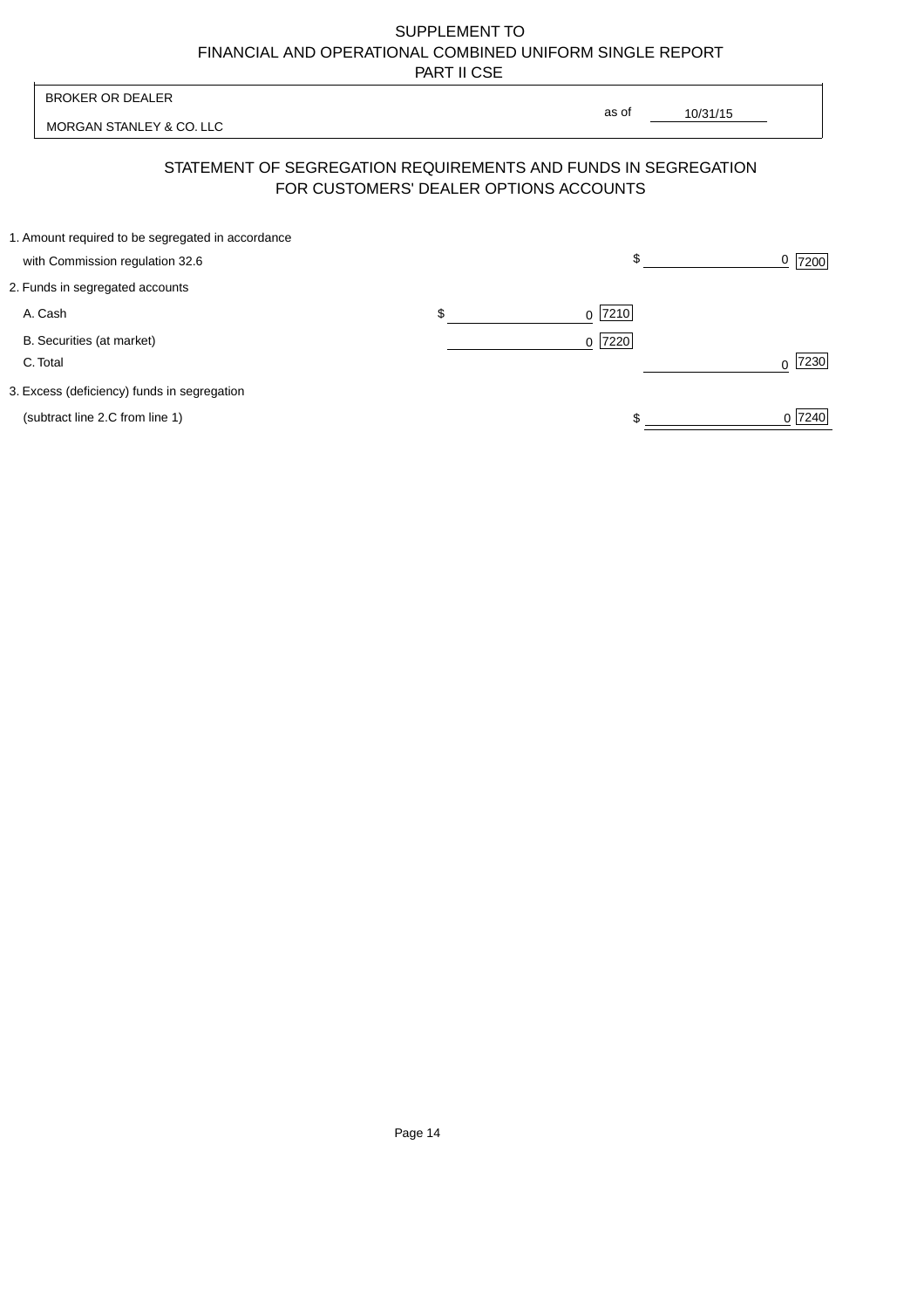SUPPLEMENT TO
FINANCIAL AND OPERATIONAL COMBINED UNIFORM SINGLE REPORT
PART II CSE

BROKER OR DEALER

MORGAN STANLEY & CO. LLC

as of 10/31/15

## STATEMENT OF SEGREGATION REQUIREMENTS AND FUNDS IN SEGREGATION FOR CUSTOMERS' DEALER OPTIONS ACCOUNTS

| | | |
|---|---|---|
| 1. Amount required to be segregated in accordance with Commission regulation 32.6 | | $ 0 [7200] |
| 2. Funds in segregated accounts | | |
| A. Cash | $ 0 [7210] | |
| B. Securities (at market) | 0 [7220] | |
| C. Total | | 0 [7230] |
| 3. Excess (deficiency) funds in segregation (subtract line 2.C from line 1) | | $ 0 [7240] |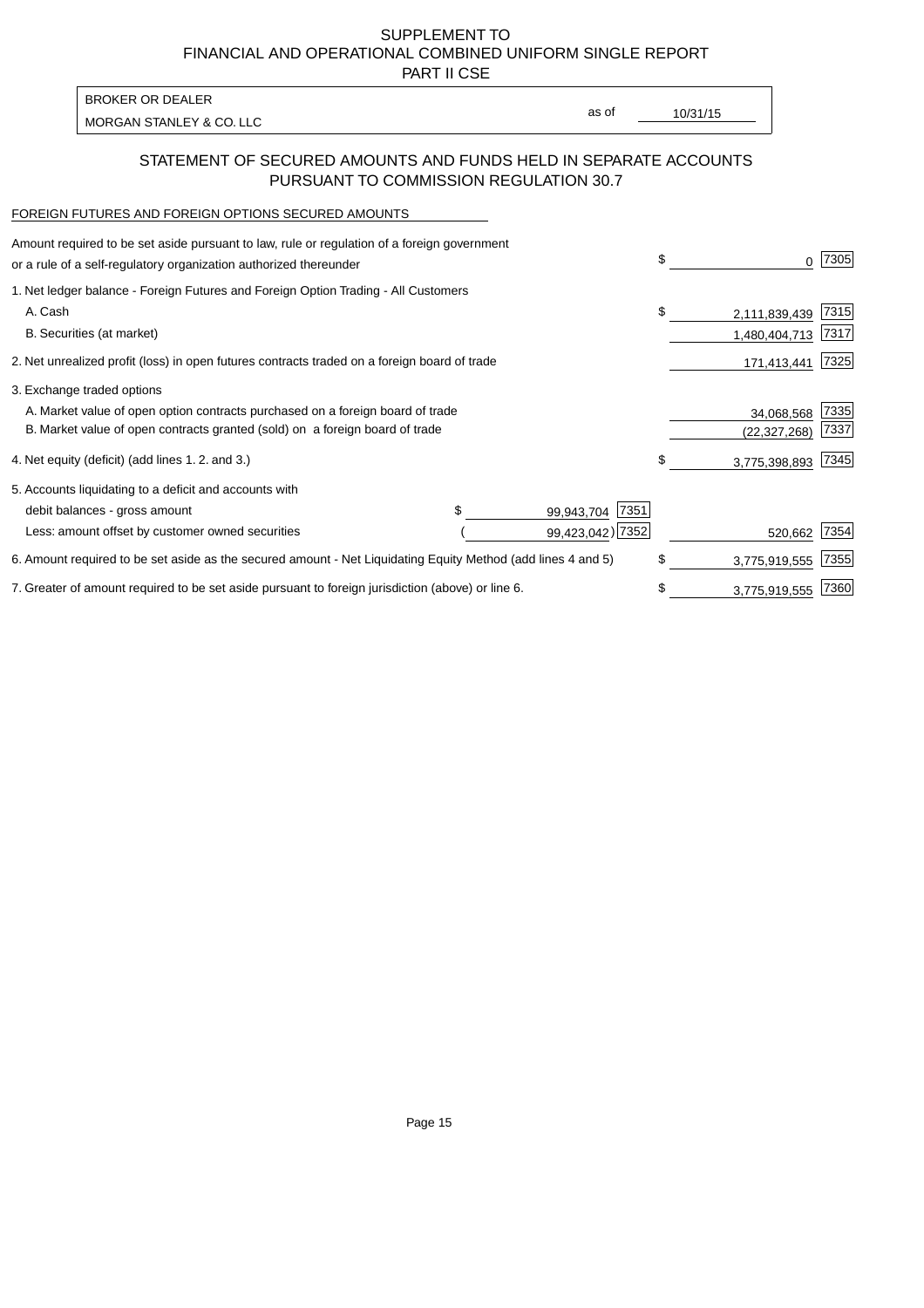SUPPLEMENT TO
FINANCIAL AND OPERATIONAL COMBINED UNIFORM SINGLE REPORT
PART II CSE

| BROKER OR DEALER | | |
|---|---|---|
| MORGAN STANLEY & CO. LLC | as of | 10/31/15 |

## STATEMENT OF SECURED AMOUNTS AND FUNDS HELD IN SEPARATE ACCOUNTS PURSUANT TO COMMISSION REGULATION 30.7

FOREIGN FUTURES AND FOREIGN OPTIONS SECURED AMOUNTS

| | | | | | |
|---|---|---|---|---|---|
| Amount required to be set aside pursuant to law, rule or regulation of a foreign government or a rule of a self-regulatory organization authorized thereunder | | | $ | 0 | 7305 |
| 1. Net ledger balance - Foreign Futures and Foreign Option Trading - All Customers | | | | | |
| A. Cash | | | $ | 2,111,839,439 | 7315 |
| B. Securities (at market) | | | | 1,480,404,713 | 7317 |
| 2. Net unrealized profit (loss) in open futures contracts traded on a foreign board of trade | | | | 171,413,441 | 7325 |
| 3. Exchange traded options | | | | | |
| A. Market value of open option contracts purchased on a foreign board of trade | | | | 34,068,568 | 7335 |
| B. Market value of open contracts granted (sold) on a foreign board of trade | | | | (22,327,268) | 7337 |
| 4. Net equity (deficit) (add lines 1. 2. and 3.) | | | $ | 3,775,398,893 | 7345 |
| 5. Accounts liquidating to a deficit and accounts with | | | | | |
| debit balances - gross amount | $ 99,943,704 | 7351 | | | |
| Less: amount offset by customer owned securities | ( 99,423,042) | 7352 | | 520,662 | 7354 |
| 6. Amount required to be set aside as the secured amount - Net Liquidating Equity Method (add lines 4 and 5) | | | $ | 3,775,919,555 | 7355 |
| 7. Greater of amount required to be set aside pursuant to foreign jurisdiction (above) or line 6. | | | $ | 3,775,919,555 | 7360 |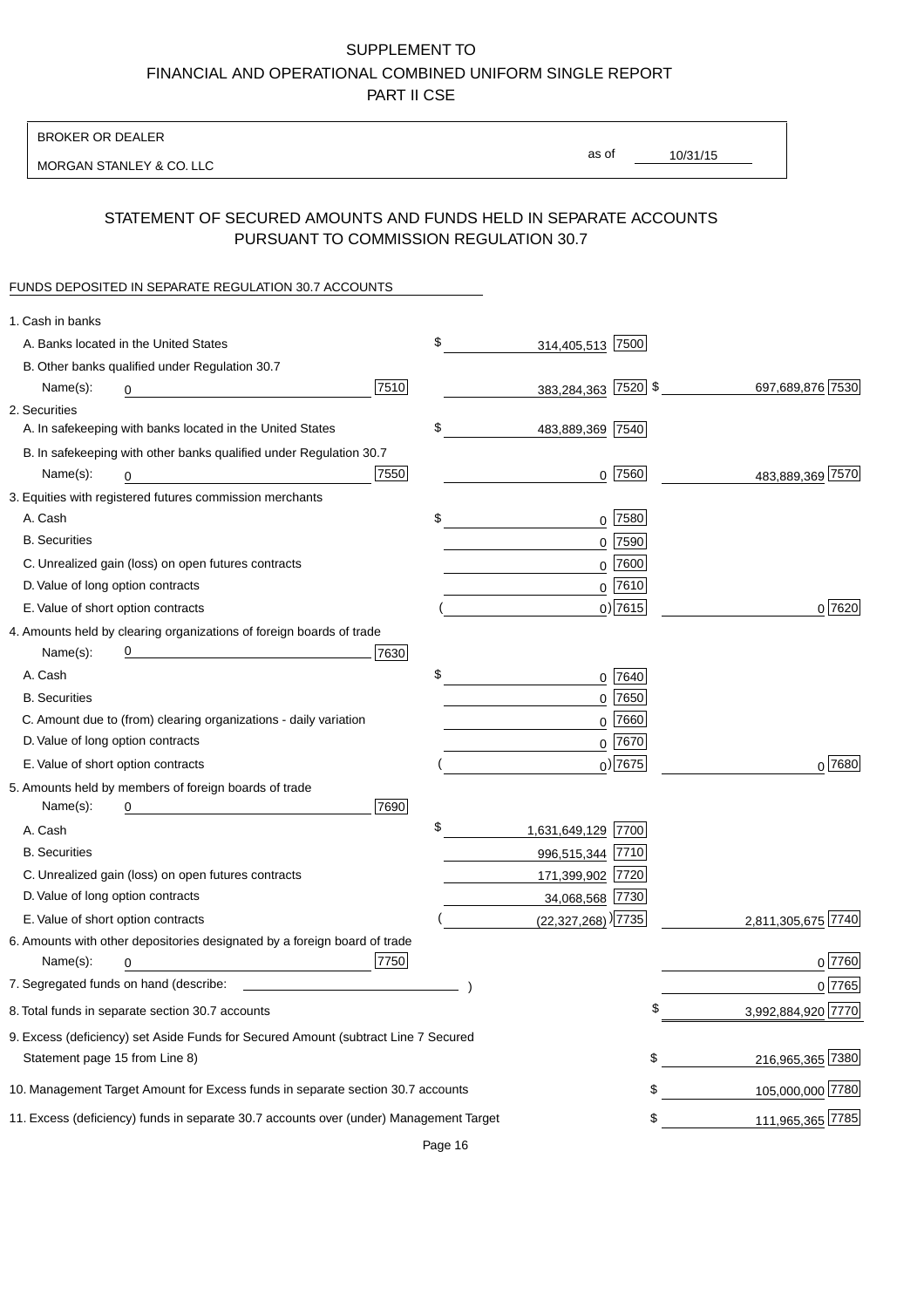SUPPLEMENT TO
FINANCIAL AND OPERATIONAL COMBINED UNIFORM SINGLE REPORT
PART II CSE

BROKER OR DEALER

MORGAN STANLEY & CO. LLC

as of 10/31/15

## STATEMENT OF SECURED AMOUNTS AND FUNDS HELD IN SEPARATE ACCOUNTS PURSUANT TO COMMISSION REGULATION 30.7

FUNDS DEPOSITED IN SEPARATE REGULATION 30.7 ACCOUNTS

| | | | |
|---|---|---|---|
| 1. Cash in banks | | | |
| A. Banks located in the United States | | $ 314,405,513 [7500] | |
| B. Other banks qualified under Regulation 30.7 | | | |
| Name(s): 0 | [7510] | 383,284,363 [7520] | $ 697,689,876 [7530] |
| 2. Securities | | | |
| A. In safekeeping with banks located in the United States | | $ 483,889,369 [7540] | |
| B. In safekeeping with other banks qualified under Regulation 30.7 | | | |
| Name(s): 0 | [7550] | 0 [7560] | 483,889,369 [7570] |
| 3. Equities with registered futures commission merchants | | | |
| A. Cash | | $ 0 [7580] | |
| B. Securities | | 0 [7590] | |
| C. Unrealized gain (loss) on open futures contracts | | 0 [7600] | |
| D. Value of long option contracts | | 0 [7610] | |
| E. Value of short option contracts | | ( 0) [7615] | 0 [7620] |
| 4. Amounts held by clearing organizations of foreign boards of trade | | | |
| Name(s): 0 | [7630] | | |
| A. Cash | | $ 0 [7640] | |
| B. Securities | | 0 [7650] | |
| C. Amount due to (from) clearing organizations - daily variation | | 0 [7660] | |
| D. Value of long option contracts | | 0 [7670] | |
| E. Value of short option contracts | | ( 0) [7675] | 0 [7680] |
| 5. Amounts held by members of foreign boards of trade | | | |
| Name(s): 0 | [7690] | | |
| A. Cash | | $ 1,631,649,129 [7700] | |
| B. Securities | | 996,515,344 [7710] | |
| C. Unrealized gain (loss) on open futures contracts | | 171,399,902 [7720] | |
| D. Value of long option contracts | | 34,068,568 [7730] | |
| E. Value of short option contracts | | ( (22,327,268) ) [7735] | 2,811,305,675 [7740] |
| 6. Amounts with other depositories designated by a foreign board of trade | | | |
| Name(s): 0 | [7750] | | 0 [7760] |
| 7. Segregated funds on hand (describe: ) | | | 0 [7765] |
| 8. Total funds in separate section 30.7 accounts | | | $ 3,992,884,920 [7770] |
| 9. Excess (deficiency) set Aside Funds for Secured Amount (subtract Line 7 Secured Statement page 15 from Line 8) | | | $ 216,965,365 [7380] |
| 10. Management Target Amount for Excess funds in separate section 30.7 accounts | | | $ 105,000,000 [7780] |
| 11. Excess (deficiency) funds in separate 30.7 accounts over (under) Management Target | | | $ 111,965,365 [7785] |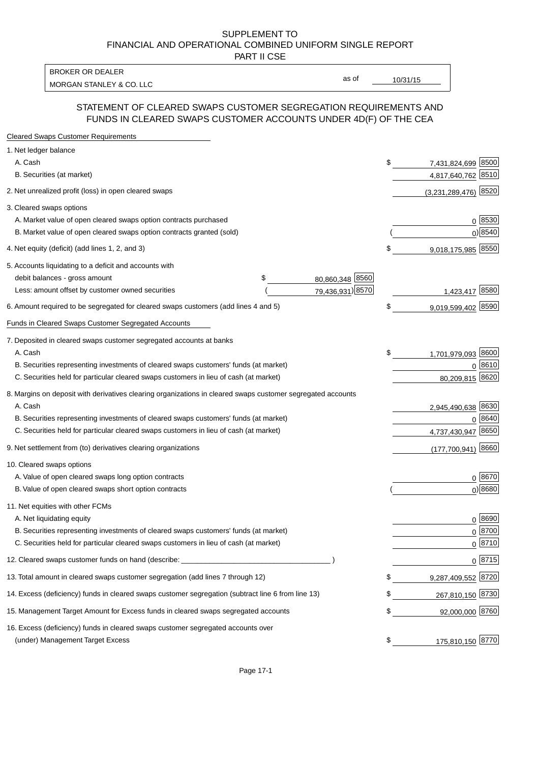SUPPLEMENT TO
FINANCIAL AND OPERATIONAL COMBINED UNIFORM SINGLE REPORT
PART II CSE

BROKER OR DEALER
MORGAN STANLEY & CO. LLC

as of 10/31/15

## STATEMENT OF CLEARED SWAPS CUSTOMER SEGREGATION REQUIREMENTS AND FUNDS IN CLEARED SWAPS CUSTOMER ACCOUNTS UNDER 4D(F) OF THE CEA

**Cleared Swaps Customer Requirements**

| | | | |
|---|---|---|---|
| 1. Net ledger balance | | | |
| A. Cash | | $ 7,431,824,699 | 8500 |
| B. Securities (at market) | | 4,817,640,762 | 8510 |
| 2. Net unrealized profit (loss) in open cleared swaps | | (3,231,289,476) | 8520 |
| 3. Cleared swaps options | | | |
| A. Market value of open cleared swaps option contracts purchased | | 0 | 8530 |
| B. Market value of open cleared swaps option contracts granted (sold) | | ( 0) | 8540 |
| 4. Net equity (deficit) (add lines 1, 2, and 3) | | $ 9,018,175,985 | 8550 |
| 5. Accounts liquidating to a deficit and accounts with | | | |
| debit balances - gross amount | $ 80,860,348 8560 | | |
| Less: amount offset by customer owned securities | ( 79,436,931) 8570 | 1,423,417 | 8580 |
| 6. Amount required to be segregated for cleared swaps customers (add lines 4 and 5) | | $ 9,019,599,402 | 8590 |

**Funds in Cleared Swaps Customer Segregated Accounts**

| | | |
|---|---|---|
| 7. Deposited in cleared swaps customer segregated accounts at banks | | |
| A. Cash | $ 1,701,979,093 | 8600 |
| B. Securities representing investments of cleared swaps customers' funds (at market) | 0 | 8610 |
| C. Securities held for particular cleared swaps customers in lieu of cash (at market) | 80,209,815 | 8620 |
| 8. Margins on deposit with derivatives clearing organizations in cleared swaps customer segregated accounts | | |
| A. Cash | 2,945,490,638 | 8630 |
| B. Securities representing investments of cleared swaps customers' funds (at market) | 0 | 8640 |
| C. Securities held for particular cleared swaps customers in lieu of cash (at market) | 4,737,430,947 | 8650 |
| 9. Net settlement from (to) derivatives clearing organizations | (177,700,941) | 8660 |
| 10. Cleared swaps options | | |
| A. Value of open cleared swaps long option contracts | 0 | 8670 |
| B. Value of open cleared swaps short option contracts | ( 0) | 8680 |
| 11. Net equities with other FCMs | | |
| A. Net liquidating equity | 0 | 8690 |
| B. Securities representing investments of cleared swaps customers' funds (at market) | 0 | 8700 |
| C. Securities held for particular cleared swaps customers in lieu of cash (at market) | 0 | 8710 |
| 12. Cleared swaps customer funds on hand (describe: ___ ) | 0 | 8715 |
| 13. Total amount in cleared swaps customer segregation (add lines 7 through 12) | $ 9,287,409,552 | 8720 |
| 14. Excess (deficiency) funds in cleared swaps customer segregation (subtract line 6 from line 13) | $ 267,810,150 | 8730 |
| 15. Management Target Amount for Excess funds in cleared swaps segregated accounts | $ 92,000,000 | 8760 |
| 16. Excess (deficiency) funds in cleared swaps customer segregated accounts over (under) Management Target Excess | $ 175,810,150 | 8770 |